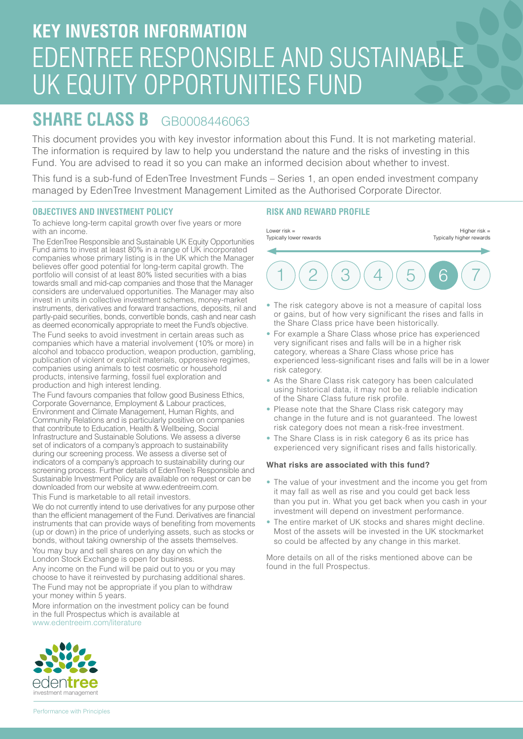# KEY INVESTOR INFORMATION
# EDENTREE RESPONSIBLE AND SUSTAINABLE UK EQUITY OPPORTUNITIES FUND

## SHARE CLASS B GB0008446063

This document provides you with key investor information about this Fund. It is not marketing material. The information is required by law to help you understand the nature and the risks of investing in this Fund. You are advised to read it so you can make an informed decision about whether to invest.

This fund is a sub-fund of EdenTree Investment Funds – Series 1, an open ended investment company managed by EdenTree Investment Management Limited as the Authorised Corporate Director.

### OBJECTIVES AND INVESTMENT POLICY

To achieve long-term capital growth over five years or more with an income.

The EdenTree Responsible and Sustainable UK Equity Opportunities Fund aims to invest at least 80% in a range of UK incorporated companies whose primary listing is in the UK which the Manager believes offer good potential for long-term capital growth. The portfolio will consist of at least 80% listed securities with a bias towards small and mid-cap companies and those that the Manager considers are undervalued opportunities. The Manager may also invest in units in collective investment schemes, money-market instruments, derivatives and forward transactions, deposits, nil and partly-paid securities, bonds, convertible bonds, cash and near cash as deemed economically appropriate to meet the Fund's objective.

The Fund seeks to avoid investment in certain areas such as companies which have a material involvement (10% or more) in alcohol and tobacco production, weapon production, gambling, publication of violent or explicit materials, oppressive regimes, companies using animals to test cosmetic or household products, intensive farming, fossil fuel exploration and production and high interest lending.

The Fund favours companies that follow good Business Ethics, Corporate Governance, Employment & Labour practices, Environment and Climate Management, Human Rights, and Community Relations and is particularly positive on companies that contribute to Education, Health & Wellbeing, Social Infrastructure and Sustainable Solutions. We assess a diverse set of indicators of a company's approach to sustainability during our screening process. We assess a diverse set of indicators of a company's approach to sustainability during our screening process. Further details of EdenTree's Responsible and Sustainable Investment Policy are available on request or can be downloaded from our website at www.edentreeim.com.

This Fund is marketable to all retail investors.

We do not currently intend to use derivatives for any purpose other than the efficient management of the Fund. Derivatives are financial instruments that can provide ways of benefiting from movements (up or down) in the price of underlying assets, such as stocks or bonds, without taking ownership of the assets themselves.

You may buy and sell shares on any day on which the London Stock Exchange is open for business.

Any income on the Fund will be paid out to you or you may choose to have it reinvested by purchasing additional shares.

The Fund may not be appropriate if you plan to withdraw your money within 5 years.

More information on the investment policy can be found in the full Prospectus which is available at www.edentreeim.com/literature

### RISK AND REWARD PROFILE

Lower risk = Typically lower rewards | Higher risk = Typically higher rewards

1 | 2 | 3 | 4 | 5 | **6** | 7

- The risk category above is not a measure of capital loss or gains, but of how very significant the rises and falls in the Share Class price have been historically.
- For example a Share Class whose price has experienced very significant rises and falls will be in a higher risk category, whereas a Share Class whose price has experienced less-significant rises and falls will be in a lower risk category.
- As the Share Class risk category has been calculated using historical data, it may not be a reliable indication of the Share Class future risk profile.
- Please note that the Share Class risk category may change in the future and is not guaranteed. The lowest risk category does not mean a risk-free investment.
- The Share Class is in risk category 6 as its price has experienced very significant rises and falls historically.

**What risks are associated with this fund?**

- The value of your investment and the income you get from it may fall as well as rise and you could get back less than you put in. What you get back when you cash in your investment will depend on investment performance.
- The entire market of UK stocks and shares might decline. Most of the assets will be invested in the UK stockmarket so could be affected by any change in this market.

More details on all of the risks mentioned above can be found in the full Prospectus.

edentree investment management

Performance with Principles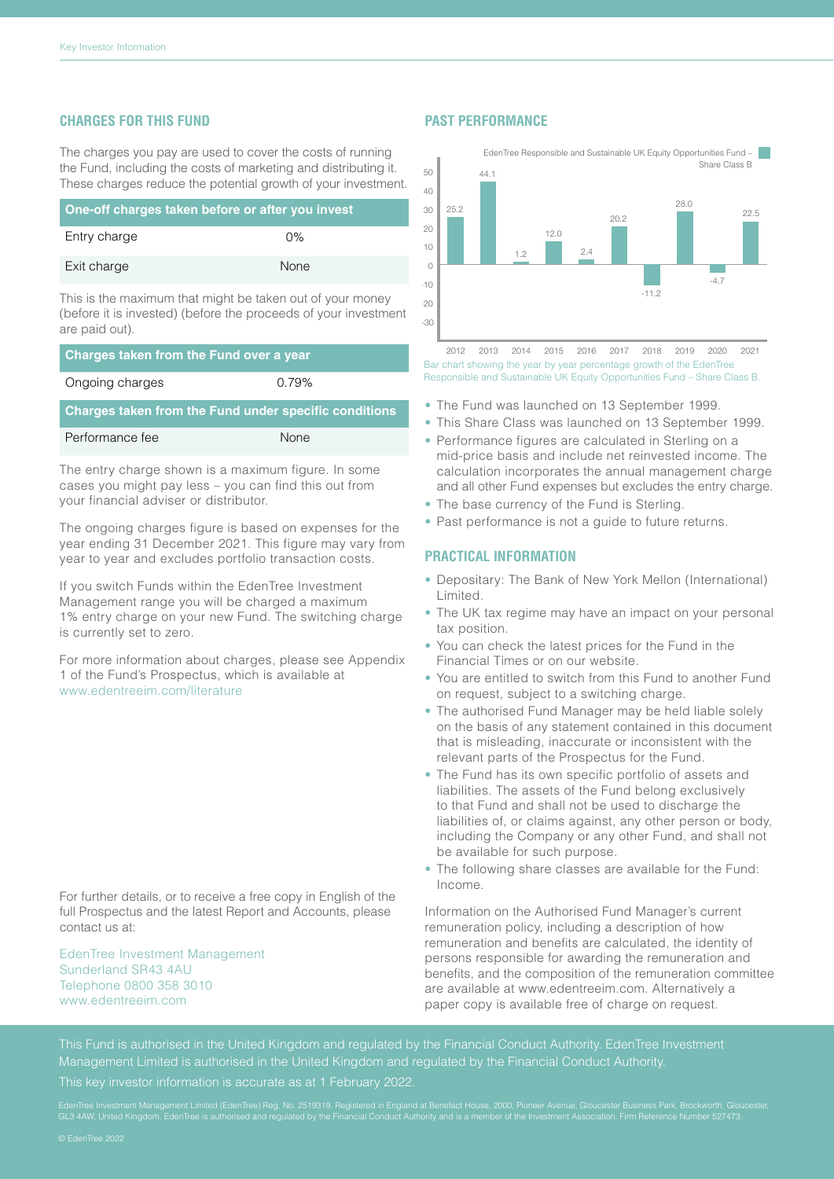## CHARGES FOR THIS FUND

The charges you pay are used to cover the costs of running the Fund, including the costs of marketing and distributing it. These charges reduce the potential growth of your investment.

| One-off charges taken before or after you invest | |
|---|---|
| Entry charge | 0% |
| Exit charge | None |

This is the maximum that might be taken out of your money (before it is invested) (before the proceeds of your investment are paid out).

| Charges taken from the Fund over a year | |
|---|---|
| Ongoing charges | 0.79% |

| Charges taken from the Fund under specific conditions | |
|---|---|
| Performance fee | None |

The entry charge shown is a maximum figure. In some cases you might pay less – you can find this out from your financial adviser or distributor.

The ongoing charges figure is based on expenses for the year ending 31 December 2021. This figure may vary from year to year and excludes portfolio transaction costs.

If you switch Funds within the EdenTree Investment Management range you will be charged a maximum 1% entry charge on your new Fund. The switching charge is currently set to zero.

For more information about charges, please see Appendix 1 of the Fund's Prospectus, which is available at www.edentreeim.com/literature

For further details, or to receive a free copy in English of the full Prospectus and the latest Report and Accounts, please contact us at:

EdenTree Investment Management
Sunderland SR43 4AU
Telephone 0800 358 3010
www.edentreeim.com

## PAST PERFORMANCE

EdenTree Responsible and Sustainable UK Equity Opportunities Fund – Share Class B

50
40
30
20
10
0
-10
-20
-30

25.2
44.1
1.2
12.0
2.4
20.2
-11.2
28.0
-4.7
22.5

2012 2013 2014 2015 2016 2017 2018 2019 2020 2021

Bar chart showing the year by year percentage growth of the EdenTree Responsible and Sustainable UK Equity Opportunities Fund – Share Class B.

- The Fund was launched on 13 September 1999.
- This Share Class was launched on 13 September 1999.
- Performance figures are calculated in Sterling on a mid-price basis and include net reinvested income. The calculation incorporates the annual management charge and all other Fund expenses but excludes the entry charge.
- The base currency of the Fund is Sterling.
- Past performance is not a guide to future returns.

## PRACTICAL INFORMATION

- Depositary: The Bank of New York Mellon (International) Limited.
- The UK tax regime may have an impact on your personal tax position.
- You can check the latest prices for the Fund in the Financial Times or on our website.
- You are entitled to switch from this Fund to another Fund on request, subject to a switching charge.
- The authorised Fund Manager may be held liable solely on the basis of any statement contained in this document that is misleading, inaccurate or inconsistent with the relevant parts of the Prospectus for the Fund.
- The Fund has its own specific portfolio of assets and liabilities. The assets of the Fund belong exclusively to that Fund and shall not be used to discharge the liabilities of, or claims against, any other person or body, including the Company or any other Fund, and shall not be available for such purpose.
- The following share classes are available for the Fund: Income.

Information on the Authorised Fund Manager's current remuneration policy, including a description of how remuneration and benefits are calculated, the identity of persons responsible for awarding the remuneration and benefits, and the composition of the remuneration committee are available at www.edentreeim.com. Alternatively a paper copy is available free of charge on request.

This Fund is authorised in the United Kingdom and regulated by the Financial Conduct Authority. EdenTree Investment Management Limited is authorised in the United Kingdom and regulated by the Financial Conduct Authority.

This key investor information is accurate as at 1 February 2022.

EdenTree Investment Management Limited (EdenTree) Reg. No. 2519319. Registered in England at Benefact House, 2000, Pioneer Avenue, Gloucester Business Park, Brockworth, Gloucester, GL3 4AW, United Kingdom. EdenTree is authorised and regulated by the Financial Conduct Authority and is a member of the Investment Association. Firm Reference Number 527473.

© EdenTree 2022